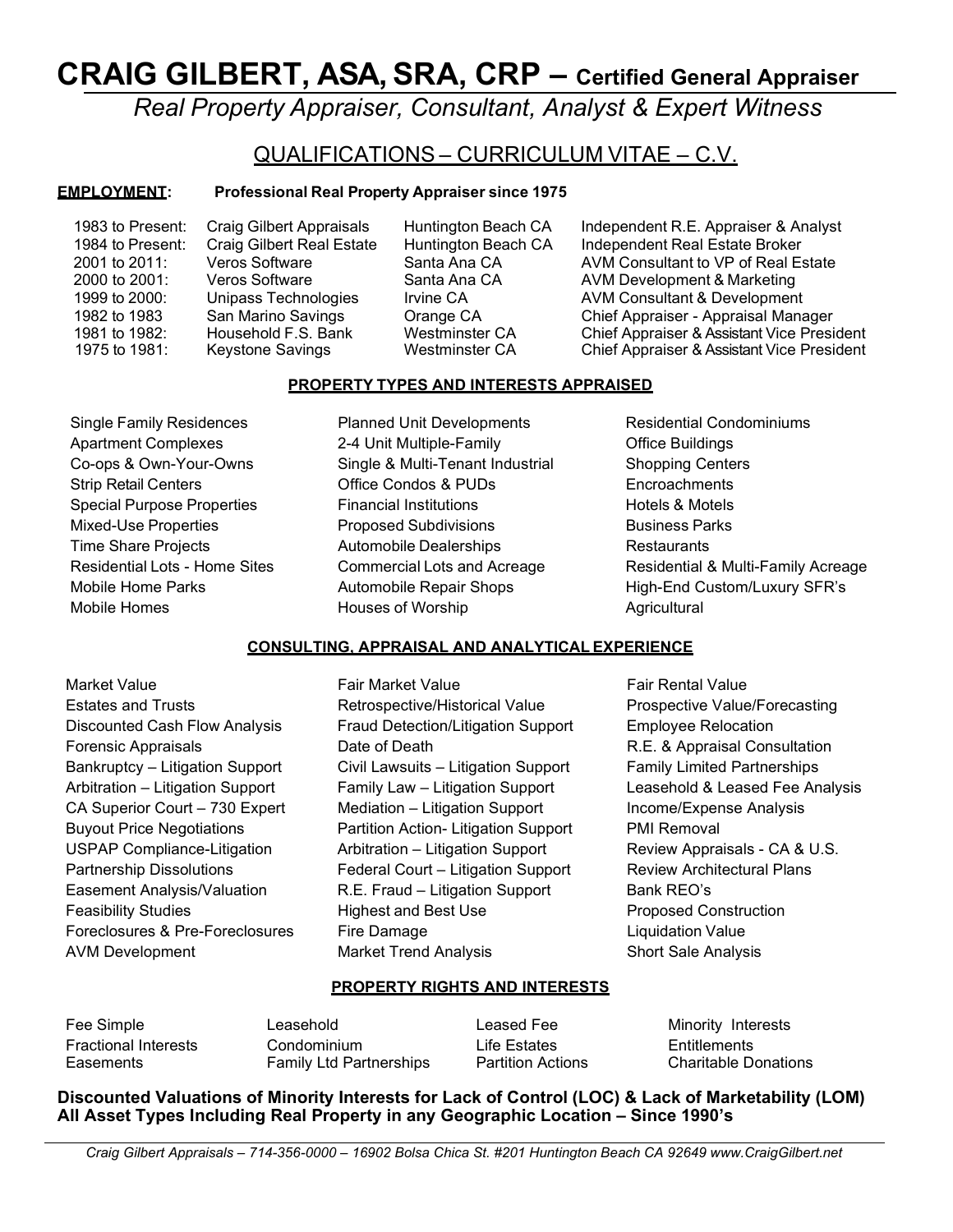# CRAIG GILBERT, ASA, SRA, CRP – Certified General Appraiser

*Real Property Appraiser, Consultant, Analyst & Expert Witness*

## QUALIFICATIONS – CURRICULUM VITAE – C.V.

**EMPLOYMENT:** **Professional Real Property Appraiser since 1975**

| | | | |
|---|---|---|---|
| 1983 to Present: | Craig Gilbert Appraisals | Huntington Beach CA | Independent R.E. Appraiser & Analyst |
| 1984 to Present: | Craig Gilbert Real Estate | Huntington Beach CA | Independent Real Estate Broker |
| 2001 to 2011: | Veros Software | Santa Ana CA | AVM Consultant to VP of Real Estate |
| 2000 to 2001: | Veros Software | Santa Ana CA | AVM Development & Marketing |
| 1999 to 2000: | Unipass Technologies | Irvine CA | AVM Consultant & Development |
| 1982 to 1983 | San Marino Savings | Orange CA | Chief Appraiser - Appraisal Manager |
| 1981 to 1982: | Household F.S. Bank | Westminster CA | Chief Appraiser & Assistant Vice President |
| 1975 to 1981: | Keystone Savings | Westminster CA | Chief Appraiser & Assistant Vice President |

### PROPERTY TYPES AND INTERESTS APPRAISED

| | | |
|---|---|---|
| Single Family Residences | Planned Unit Developments | Residential Condominiums |
| Apartment Complexes | 2-4 Unit Multiple-Family | Office Buildings |
| Co-ops & Own-Your-Owns | Single & Multi-Tenant Industrial | Shopping Centers |
| Strip Retail Centers | Office Condos & PUDs | Encroachments |
| Special Purpose Properties | Financial Institutions | Hotels & Motels |
| Mixed-Use Properties | Proposed Subdivisions | Business Parks |
| Time Share Projects | Automobile Dealerships | Restaurants |
| Residential Lots - Home Sites | Commercial Lots and Acreage | Residential & Multi-Family Acreage |
| Mobile Home Parks | Automobile Repair Shops | High-End Custom/Luxury SFR's |
| Mobile Homes | Houses of Worship | Agricultural |

### CONSULTING, APPRAISAL AND ANALYTICAL EXPERIENCE

| | | |
|---|---|---|
| Market Value | Fair Market Value | Fair Rental Value |
| Estates and Trusts | Retrospective/Historical Value | Prospective Value/Forecasting |
| Discounted Cash Flow Analysis | Fraud Detection/Litigation Support | Employee Relocation |
| Forensic Appraisals | Date of Death | R.E. & Appraisal Consultation |
| Bankruptcy – Litigation Support | Civil Lawsuits – Litigation Support | Family Limited Partnerships |
| Arbitration – Litigation Support | Family Law – Litigation Support | Leasehold & Leased Fee Analysis |
| CA Superior Court – 730 Expert | Mediation – Litigation Support | Income/Expense Analysis |
| Buyout Price Negotiations | Partition Action- Litigation Support | PMI Removal |
| USPAP Compliance-Litigation | Arbitration – Litigation Support | Review Appraisals - CA & U.S. |
| Partnership Dissolutions | Federal Court – Litigation Support | Review Architectural Plans |
| Easement Analysis/Valuation | R.E. Fraud – Litigation Support | Bank REO's |
| Feasibility Studies | Highest and Best Use | Proposed Construction |
| Foreclosures & Pre-Foreclosures | Fire Damage | Liquidation Value |
| AVM Development | Market Trend Analysis | Short Sale Analysis |

### PROPERTY RIGHTS AND INTERESTS

| | | | |
|---|---|---|---|
| Fee Simple | Leasehold | Leased Fee | Minority Interests |
| Fractional Interests | Condominium | Life Estates | Entitlements |
| Easements | Family Ltd Partnerships | Partition Actions | Charitable Donations |

**Discounted Valuations of Minority Interests for Lack of Control (LOC) & Lack of Marketability (LOM) All Asset Types Including Real Property in any Geographic Location – Since 1990's**

*Craig Gilbert Appraisals – 714-356-0000 – 16902 Bolsa Chica St. #201 Huntington Beach CA 92649 www.CraigGilbert.net*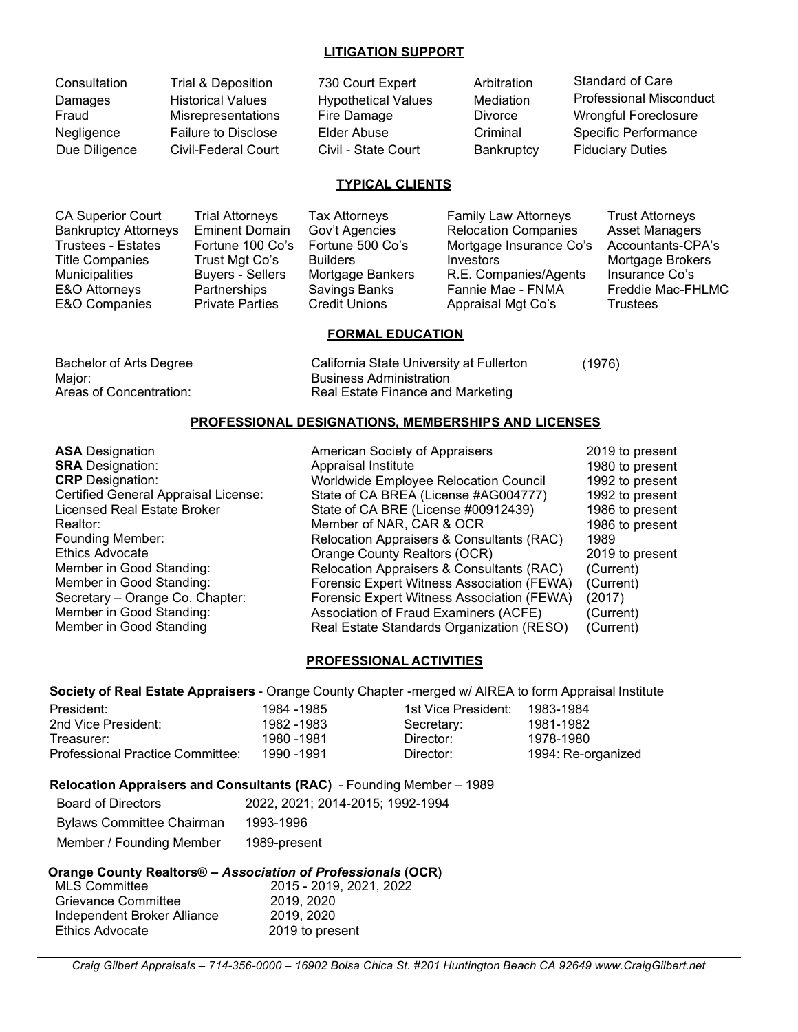## LITIGATION SUPPORT

| | | | | |
|---|---|---|---|---|
| Consultation | Trial & Deposition | 730 Court Expert | Arbitration | Standard of Care |
| Damages | Historical Values | Hypothetical Values | Mediation | Professional Misconduct |
| Fraud | Misrepresentations | Fire Damage | Divorce | Wrongful Foreclosure |
| Negligence | Failure to Disclose | Elder Abuse | Criminal | Specific Performance |
| Due Diligence | Civil-Federal Court | Civil - State Court | Bankruptcy | Fiduciary Duties |

## TYPICAL CLIENTS

| | | | | |
|---|---|---|---|---|
| CA Superior Court | Trial Attorneys | Tax Attorneys | Family Law Attorneys | Trust Attorneys |
| Bankruptcy Attorneys | Eminent Domain | Gov't Agencies | Relocation Companies | Asset Managers |
| Trustees - Estates | Fortune 100 Co's | Fortune 500 Co's | Mortgage Insurance Co's | Accountants-CPA's |
| Title Companies | Trust Mgt Co's | Builders | Investors | Mortgage Brokers |
| Municipalities | Buyers - Sellers | Mortgage Bankers | R.E. Companies/Agents | Insurance Co's |
| E&O Attorneys | Partnerships | Savings Banks | Fannie Mae - FNMA | Freddie Mac-FHLMC |
| E&O Companies | Private Parties | Credit Unions | Appraisal Mgt Co's | Trustees |

## FORMAL EDUCATION

| | | |
|---|---|---|
| Bachelor of Arts Degree | California State University at Fullerton | (1976) |
| Major: | Business Administration | |
| Areas of Concentration: | Real Estate Finance and Marketing | |

## PROFESSIONAL DESIGNATIONS, MEMBERSHIPS AND LICENSES

| | | |
|---|---|---|
| **ASA** Designation | American Society of Appraisers | 2019 to present |
| **SRA** Designation: | Appraisal Institute | 1980 to present |
| **CRP** Designation: | Worldwide Employee Relocation Council | 1992 to present |
| Certified General Appraisal License: | State of CA BREA (License #AG004777) | 1992 to present |
| Licensed Real Estate Broker | State of CA BRE (License #00912439) | 1986 to present |
| Realtor: | Member of NAR, CAR & OCR | 1986 to present |
| Founding Member: | Relocation Appraisers & Consultants (RAC) | 1989 |
| Ethics Advocate | Orange County Realtors (OCR) | 2019 to present |
| Member in Good Standing: | Relocation Appraisers & Consultants (RAC) | (Current) |
| Member in Good Standing: | Forensic Expert Witness Association (FEWA) | (Current) |
| Secretary – Orange Co. Chapter: | Forensic Expert Witness Association (FEWA) | (2017) |
| Member in Good Standing: | Association of Fraud Examiners (ACFE) | (Current) |
| Member in Good Standing | Real Estate Standards Organization (RESO) | (Current) |

## PROFESSIONAL ACTIVITIES

**Society of Real Estate Appraisers** - Orange County Chapter -merged w/ AIREA to form Appraisal Institute

| | | | |
|---|---|---|---|
| President: | 1984 -1985 | 1st Vice President: | 1983-1984 |
| 2nd Vice President: | 1982 -1983 | Secretary: | 1981-1982 |
| Treasurer: | 1980 -1981 | Director: | 1978-1980 |
| Professional Practice Committee: | 1990 -1991 | Director: | 1994: Re-organized |

**Relocation Appraisers and Consultants (RAC)** - Founding Member – 1989

| | |
|---|---|
| Board of Directors | 2022, 2021; 2014-2015; 1992-1994 |
| Bylaws Committee Chairman | 1993-1996 |
| Member / Founding Member | 1989-present |

**Orange County Realtors® – *Association of Professionals* (OCR)**

| | |
|---|---|
| MLS Committee | 2015 - 2019, 2021, 2022 |
| Grievance Committee | 2019, 2020 |
| Independent Broker Alliance | 2019, 2020 |
| Ethics Advocate | 2019 to present |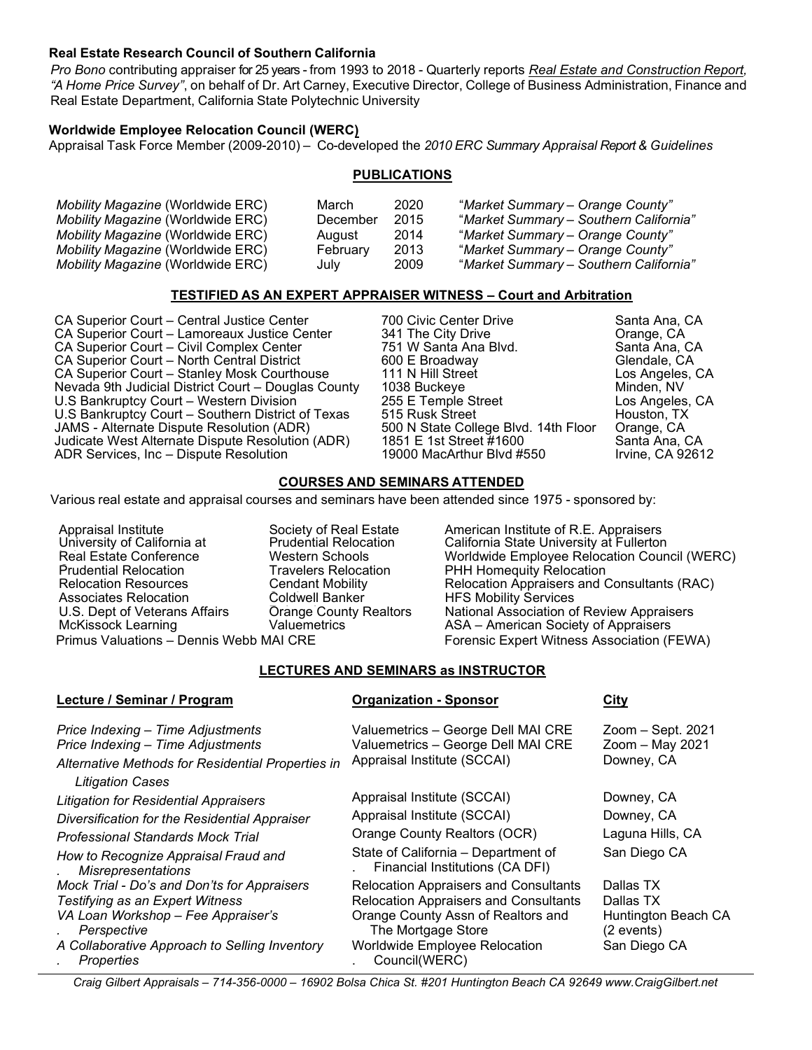**Real Estate Research Council of Southern California**

*Pro Bono* contributing appraiser for 25 years - from 1993 to 2018 - Quarterly reports *Real Estate and Construction Report, "A Home Price Survey"*, on behalf of Dr. Art Carney, Executive Director, College of Business Administration, Finance and Real Estate Department, California State Polytechnic University

**Worldwide Employee Relocation Council (WERC)**

Appraisal Task Force Member (2009-2010) – Co-developed the *2010 ERC Summary Appraisal Report & Guidelines*

## PUBLICATIONS

| | | | |
|---|---|---|---|
| *Mobility Magazine* (Worldwide ERC) | March | 2020 | "*Market Summary – Orange County"* |
| *Mobility Magazine* (Worldwide ERC) | December | 2015 | "*Market Summary – Southern California"* |
| *Mobility Magazine* (Worldwide ERC) | August | 2014 | "*Market Summary – Orange County"* |
| *Mobility Magazine* (Worldwide ERC) | February | 2013 | "*Market Summary – Orange County"* |
| *Mobility Magazine* (Worldwide ERC) | July | 2009 | "*Market Summary – Southern California"* |

## TESTIFIED AS AN EXPERT APPRAISER WITNESS – Court and Arbitration

| | | |
|---|---|---|
| CA Superior Court – Central Justice Center | 700 Civic Center Drive | Santa Ana, CA |
| CA Superior Court – Lamoreaux Justice Center | 341 The City Drive | Orange, CA |
| CA Superior Court – Civil Complex Center | 751 W Santa Ana Blvd. | Santa Ana, CA |
| CA Superior Court – North Central District | 600 E Broadway | Glendale, CA |
| CA Superior Court – Stanley Mosk Courthouse | 111 N Hill Street | Los Angeles, CA |
| Nevada 9th Judicial District Court – Douglas County | 1038 Buckeye | Minden, NV |
| U.S Bankruptcy Court – Western Division | 255 E Temple Street | Los Angeles, CA |
| U.S Bankruptcy Court – Southern District of Texas | 515 Rusk Street | Houston, TX |
| JAMS - Alternate Dispute Resolution (ADR) | 500 N State College Blvd. 14th Floor | Orange, CA |
| Judicate West Alternate Dispute Resolution (ADR) | 1851 E 1st Street #1600 | Santa Ana, CA |
| ADR Services, Inc – Dispute Resolution | 19000 MacArthur Blvd #550 | Irvine, CA 92612 |

## COURSES AND SEMINARS ATTENDED

Various real estate and appraisal courses and seminars have been attended since 1975 - sponsored by:

| | | |
|---|---|---|
| Appraisal Institute | Society of Real Estate | American Institute of R.E. Appraisers |
| University of California at | Prudential Relocation | California State University at Fullerton |
| Real Estate Conference | Western Schools | Worldwide Employee Relocation Council (WERC) |
| Prudential Relocation | Travelers Relocation | PHH Homequity Relocation |
| Relocation Resources | Cendant Mobility | Relocation Appraisers and Consultants (RAC) |
| Associates Relocation | Coldwell Banker | HFS Mobility Services |
| U.S. Dept of Veterans Affairs | Orange County Realtors | National Association of Review Appraisers |
| McKissock Learning | Valuemetrics | ASA – American Society of Appraisers |
| Primus Valuations – Dennis Webb MAI CRE | | Forensic Expert Witness Association (FEWA) |

## LECTURES AND SEMINARS as INSTRUCTOR

| Lecture / Seminar / Program | Organization - Sponsor | City |
|---|---|---|
| *Price Indexing – Time Adjustments* | Valuemetrics – George Dell MAI CRE | Zoom – Sept. 2021 |
| *Price Indexing – Time Adjustments* | Valuemetrics – George Dell MAI CRE | Zoom – May 2021 |
| *Alternative Methods for Residential Properties in Litigation Cases* | Appraisal Institute (SCCAI) | Downey, CA |
| *Litigation for Residential Appraisers* | Appraisal Institute (SCCAI) | Downey, CA |
| *Diversification for the Residential Appraiser* | Appraisal Institute (SCCAI) | Downey, CA |
| *Professional Standards Mock Trial* | Orange County Realtors (OCR) | Laguna Hills, CA |
| *How to Recognize Appraisal Fraud and Misrepresentations* | State of California – Department of Financial Institutions (CA DFI) | San Diego CA |
| *Mock Trial - Do's and Don'ts for Appraisers* | Relocation Appraisers and Consultants | Dallas TX |
| *Testifying as an Expert Witness* | Relocation Appraisers and Consultants | Dallas TX |
| *VA Loan Workshop – Fee Appraiser's Perspective* | Orange County Assn of Realtors and The Mortgage Store | Huntington Beach CA (2 events) |
| *A Collaborative Approach to Selling Inventory Properties* | Worldwide Employee Relocation Council(WERC) | San Diego CA |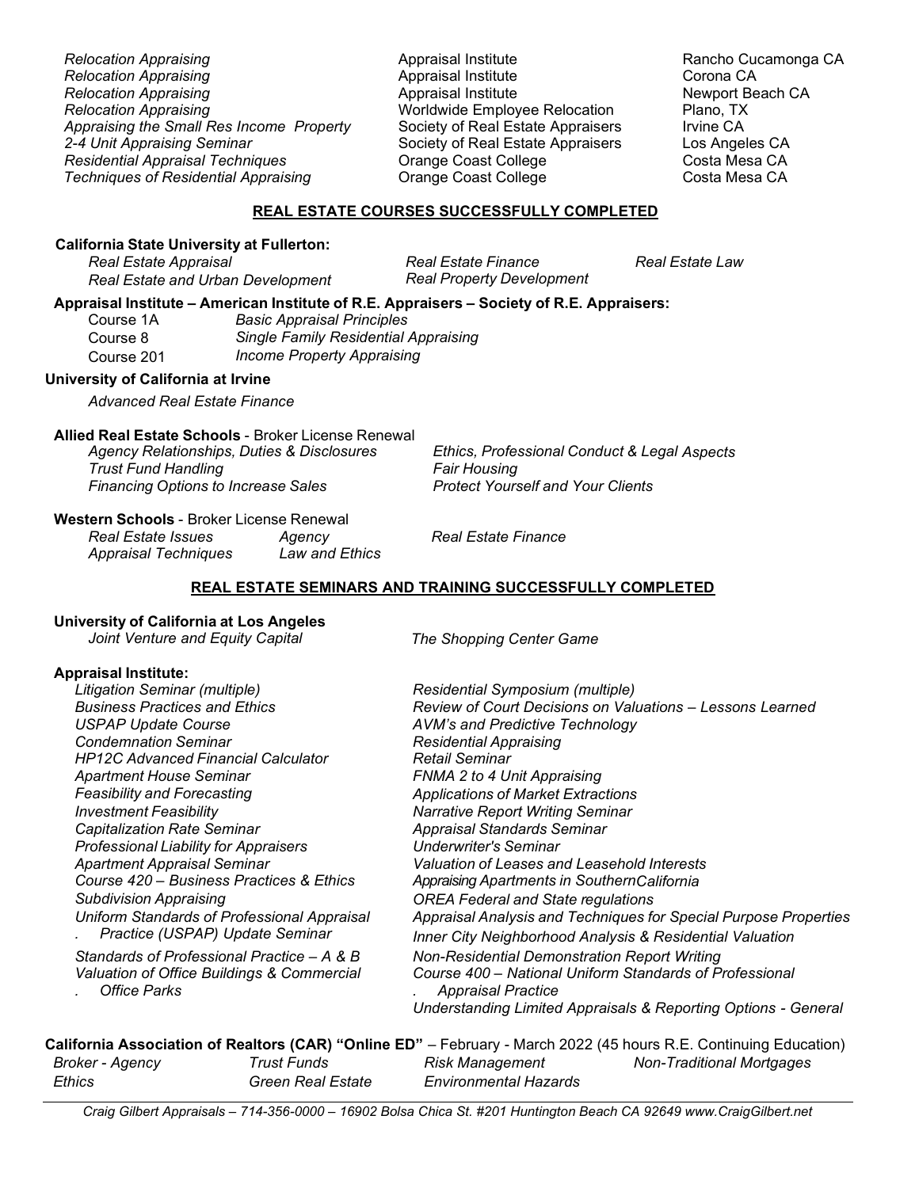| | | |
|---|---|---|
| *Relocation Appraising* | Appraisal Institute | Rancho Cucamonga CA |
| *Relocation Appraising* | Appraisal Institute | Corona CA |
| *Relocation Appraising* | Appraisal Institute | Newport Beach CA |
| *Relocation Appraising* | Worldwide Employee Relocation | Plano, TX |
| *Appraising the Small Res Income Property* | Society of Real Estate Appraisers | Irvine CA |
| *2-4 Unit Appraising Seminar* | Society of Real Estate Appraisers | Los Angeles CA |
| *Residential Appraisal Techniques* | Orange Coast College | Costa Mesa CA |
| *Techniques of Residential Appraising* | Orange Coast College | Costa Mesa CA |

## REAL ESTATE COURSES SUCCESSFULLY COMPLETED

**California State University at Fullerton:**

*Real Estate Appraisal* *Real Estate Finance* *Real Estate Law*
*Real Estate and Urban Development* *Real Property Development*

**Appraisal Institute – American Institute of R.E. Appraisers – Society of R.E. Appraisers:**

| | |
|---|---|
| Course 1A | *Basic Appraisal Principles* |
| Course 8 | *Single Family Residential Appraising* |
| Course 201 | *Income Property Appraising* |

**University of California at Irvine**

*Advanced Real Estate Finance*

**Allied Real Estate Schools** - Broker License Renewal

*Agency Relationships, Duties & Disclosures*
*Trust Fund Handling*
*Financing Options to Increase Sales*
*Ethics, Professional Conduct & Legal Aspects*
*Fair Housing*
*Protect Yourself and Your Clients*

**Western Schools** - Broker License Renewal

*Real Estate Issues* *Agency* *Real Estate Finance*
*Appraisal Techniques* *Law and Ethics*

## REAL ESTATE SEMINARS AND TRAINING SUCCESSFULLY COMPLETED

**University of California at Los Angeles**

*Joint Venture and Equity Capital* *The Shopping Center Game*

**Appraisal Institute:**

*Litigation Seminar (multiple)*
*Business Practices and Ethics*
*USPAP Update Course*
*Condemnation Seminar*
*HP12C Advanced Financial Calculator*
*Apartment House Seminar*
*Feasibility and Forecasting*
*Investment Feasibility*
*Capitalization Rate Seminar*
*Professional Liability for Appraisers*
*Apartment Appraisal Seminar*
*Course 420 – Business Practices & Ethics*
*Subdivision Appraising*
*Uniform Standards of Professional Appraisal Practice (USPAP) Update Seminar*
*Standards of Professional Practice – A & B*
*Valuation of Office Buildings & Commercial Office Parks*
*Residential Symposium (multiple)*
*Review of Court Decisions on Valuations – Lessons Learned*
*AVM's and Predictive Technology*
*Residential Appraising*
*Retail Seminar*
*FNMA 2 to 4 Unit Appraising*
*Applications of Market Extractions*
*Narrative Report Writing Seminar*
*Appraisal Standards Seminar*
*Underwriter's Seminar*
*Valuation of Leases and Leasehold Interests*
*Appraising Apartments in Southern California*
*OREA Federal and State regulations*
*Appraisal Analysis and Techniques for Special Purpose Properties*
*Inner City Neighborhood Analysis & Residential Valuation*
*Non-Residential Demonstration Report Writing*
*Course 400 – National Uniform Standards of Professional Appraisal Practice*
*Understanding Limited Appraisals & Reporting Options - General*

**California Association of Realtors (CAR) "Online ED"** – February - March 2022 (45 hours R.E. Continuing Education)

| | | | |
|---|---|---|---|
| *Broker - Agency* | *Trust Funds* | *Risk Management* | *Non-Traditional Mortgages* |
| *Ethics* | *Green Real Estate* | *Environmental Hazards* | |

*Craig Gilbert Appraisals – 714-356-0000 – 16902 Bolsa Chica St. #201 Huntington Beach CA 92649 www.CraigGilbert.net*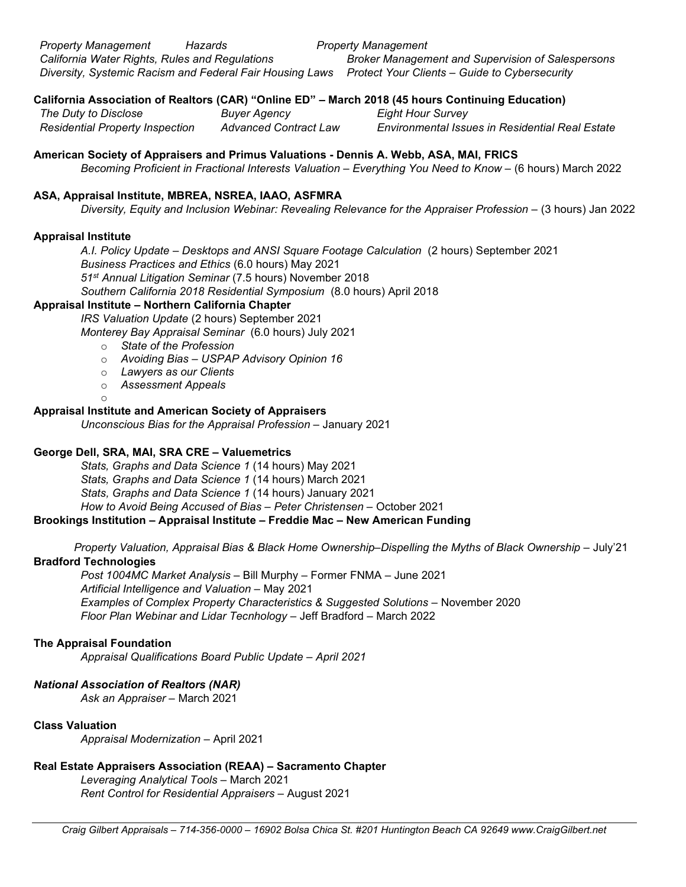*Property Management* *Hazards* *Property Management*
*California Water Rights, Rules and Regulations* *Broker Management and Supervision of Salespersons*
*Diversity, Systemic Racism and Federal Fair Housing Laws* *Protect Your Clients – Guide to Cybersecurity*

**California Association of Realtors (CAR) "Online ED" – March 2018 (45 hours Continuing Education)**

*The Duty to Disclose* *Buyer Agency* *Eight Hour Survey*
*Residential Property Inspection* *Advanced Contract Law* *Environmental Issues in Residential Real Estate*

**American Society of Appraisers and Primus Valuations - Dennis A. Webb, ASA, MAI, FRICS**

*Becoming Proficient in Fractional Interests Valuation – Everything You Need to Know* – (6 hours) March 2022

**ASA, Appraisal Institute, MBREA, NSREA, IAAO, ASFMRA**

*Diversity, Equity and Inclusion Webinar: Revealing Relevance for the Appraiser Profession* – (3 hours) Jan 2022

**Appraisal Institute**

*A.I. Policy Update – Desktops and ANSI Square Footage Calculation* (2 hours) September 2021
*Business Practices and Ethics* (6.0 hours) May 2021
*51st Annual Litigation Seminar* (7.5 hours) November 2018
*Southern California 2018 Residential Symposium* (8.0 hours) April 2018

**Appraisal Institute – Northern California Chapter**

*IRS Valuation Update* (2 hours) September 2021
*Monterey Bay Appraisal Seminar* (6.0 hours) July 2021

- *State of the Profession*
- *Avoiding Bias – USPAP Advisory Opinion 16*
- *Lawyers as our Clients*
- *Assessment Appeals*

**Appraisal Institute and American Society of Appraisers**

*Unconscious Bias for the Appraisal Profession* – January 2021

**George Dell, SRA, MAI, SRA CRE – Valuemetrics**

*Stats, Graphs and Data Science 1* (14 hours) May 2021
*Stats, Graphs and Data Science 1* (14 hours) March 2021
*Stats, Graphs and Data Science 1* (14 hours) January 2021
*How to Avoid Being Accused of Bias – Peter Christensen* – October 2021

**Brookings Institution – Appraisal Institute – Freddie Mac – New American Funding**

*Property Valuation, Appraisal Bias & Black Home Ownership–Dispelling the Myths of Black Ownership* – July'21

**Bradford Technologies**

*Post 1004MC Market Analysis* – Bill Murphy – Former FNMA – June 2021
*Artificial Intelligence and Valuation* – May 2021
*Examples of Complex Property Characteristics & Suggested Solutions* – November 2020
*Floor Plan Webinar and Lidar Tecnhology* – Jeff Bradford – March 2022

**The Appraisal Foundation**

*Appraisal Qualifications Board Public Update – April 2021*

***National Association of Realtors (NAR)***

*Ask an Appraiser* – March 2021

**Class Valuation**

*Appraisal Modernization* – April 2021

**Real Estate Appraisers Association (REAA) – Sacramento Chapter**

*Leveraging Analytical Tools* – March 2021
*Rent Control for Residential Appraisers* – August 2021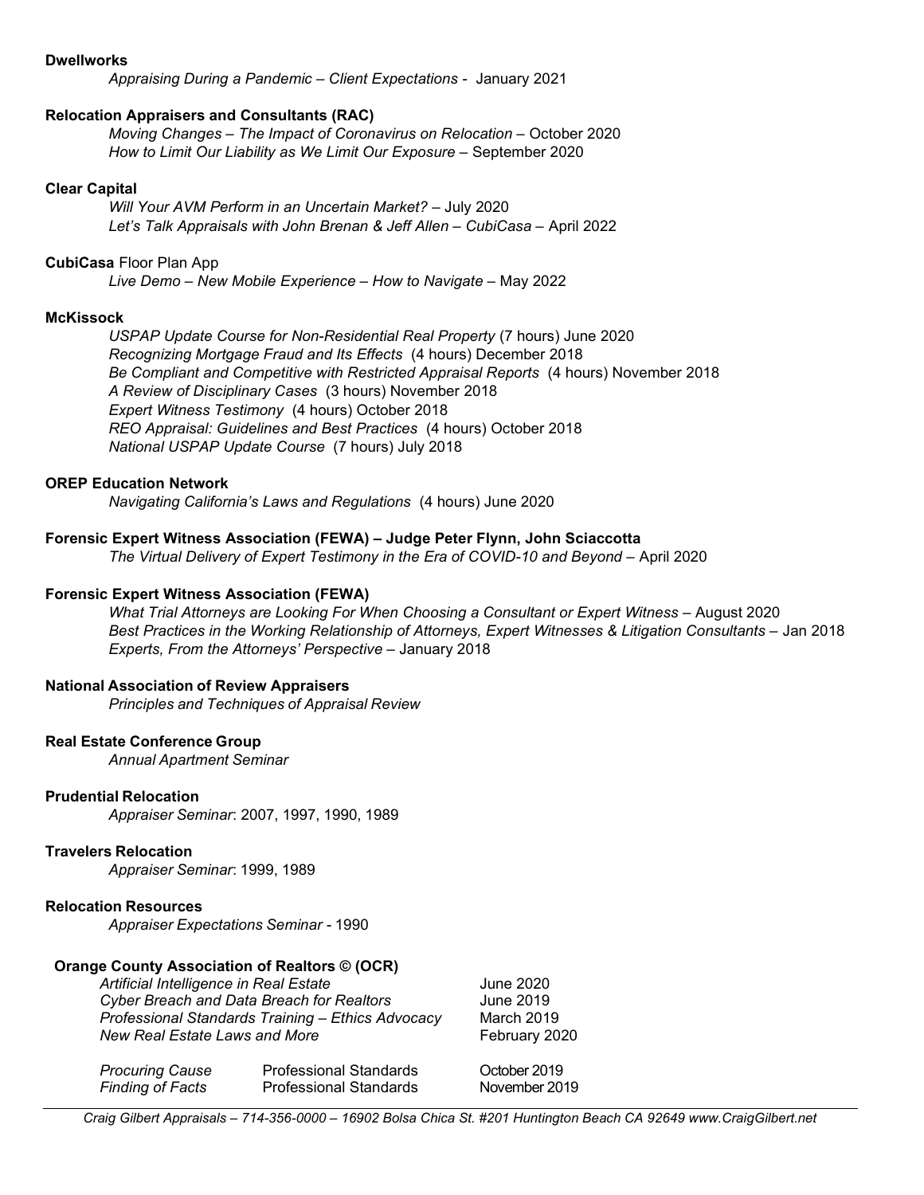**Dwellworks**

*Appraising During a Pandemic – Client Expectations* - January 2021

**Relocation Appraisers and Consultants (RAC)**

*Moving Changes – The Impact of Coronavirus on Relocation* – October 2020
*How to Limit Our Liability as We Limit Our Exposure* – September 2020

**Clear Capital**

*Will Your AVM Perform in an Uncertain Market?* – July 2020
*Let's Talk Appraisals with John Brenan & Jeff Allen – CubiCasa* – April 2022

**CubiCasa** Floor Plan App

*Live Demo – New Mobile Experience – How to Navigate* – May 2022

**McKissock**

*USPAP Update Course for Non-Residential Real Property* (7 hours) June 2020
*Recognizing Mortgage Fraud and Its Effects* (4 hours) December 2018
*Be Compliant and Competitive with Restricted Appraisal Reports* (4 hours) November 2018
*A Review of Disciplinary Cases* (3 hours) November 2018
*Expert Witness Testimony* (4 hours) October 2018
*REO Appraisal: Guidelines and Best Practices* (4 hours) October 2018
*National USPAP Update Course* (7 hours) July 2018

**OREP Education Network**

*Navigating California's Laws and Regulations* (4 hours) June 2020

**Forensic Expert Witness Association (FEWA) – Judge Peter Flynn, John Sciaccotta**

*The Virtual Delivery of Expert Testimony in the Era of COVID-10 and Beyond* – April 2020

**Forensic Expert Witness Association (FEWA)**

*What Trial Attorneys are Looking For When Choosing a Consultant or Expert Witness* – August 2020
*Best Practices in the Working Relationship of Attorneys, Expert Witnesses & Litigation Consultants* – Jan 2018
*Experts, From the Attorneys' Perspective* – January 2018

**National Association of Review Appraisers**

*Principles and Techniques of Appraisal Review*

**Real Estate Conference Group**

*Annual Apartment Seminar*

**Prudential Relocation**

*Appraiser Seminar*: 2007, 1997, 1990, 1989

**Travelers Relocation**

*Appraiser Seminar*: 1999, 1989

**Relocation Resources**

*Appraiser Expectations Seminar* - 1990

**Orange County Association of Realtors © (OCR)**

| | | |
|---|---|---|
| *Artificial Intelligence in Real Estate* | | June 2020 |
| *Cyber Breach and Data Breach for Realtors* | | June 2019 |
| *Professional Standards Training – Ethics Advocacy* | | March 2019 |
| *New Real Estate Laws and More* | | February 2020 |
| *Procuring Cause* | Professional Standards | October 2019 |
| *Finding of Facts* | Professional Standards | November 2019 |

*Craig Gilbert Appraisals – 714-356-0000 – 16902 Bolsa Chica St. #201 Huntington Beach CA 92649 www.CraigGilbert.net*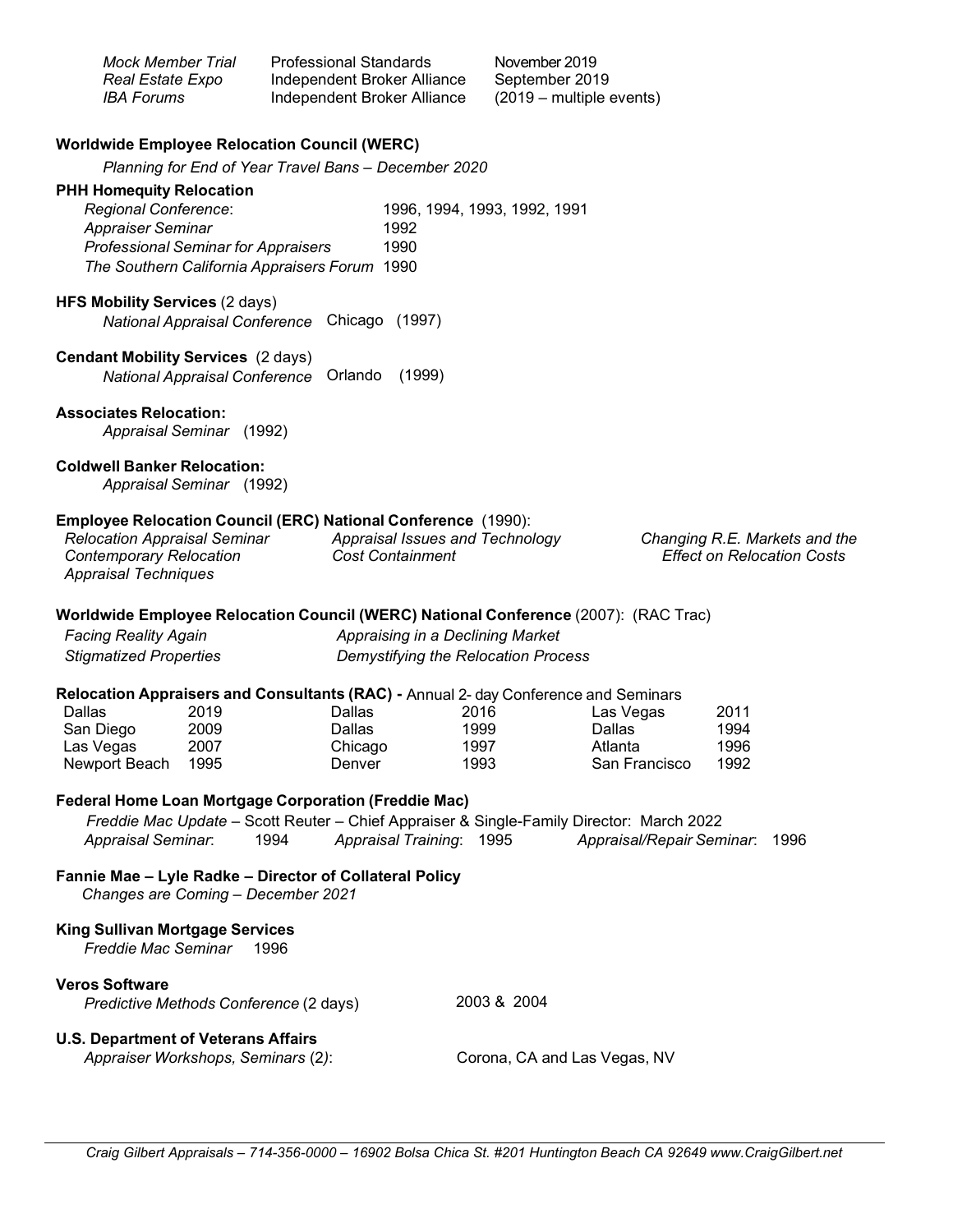| | | |
|---|---|---|
| *Mock Member Trial* | Professional Standards | November 2019 |
| *Real Estate Expo* | Independent Broker Alliance | September 2019 |
| *IBA Forums* | Independent Broker Alliance | (2019 – multiple events) |

**Worldwide Employee Relocation Council (WERC)**

*Planning for End of Year Travel Bans – December 2020*

**PHH Homequity Relocation**

| | |
|---|---|
| *Regional Conference*: | 1996, 1994, 1993, 1992, 1991 |
| *Appraiser Seminar* | 1992 |
| *Professional Seminar for Appraisers* | 1990 |
| *The Southern California Appraisers Forum* | 1990 |

**HFS Mobility Services** (2 days)

*National Appraisal Conference* Chicago (1997)

**Cendant Mobility Services** (2 days)

*National Appraisal Conference* Orlando (1999)

**Associates Relocation:**

*Appraisal Seminar* (1992)

**Coldwell Banker Relocation:**

*Appraisal Seminar* (1992)

**Employee Relocation Council (ERC) National Conference** (1990):

*Relocation Appraisal Seminar*
*Contemporary Relocation Appraisal Techniques*
*Appraisal Issues and Technology*
*Cost Containment*
*Changing R.E. Markets and the Effect on Relocation Costs*

**Worldwide Employee Relocation Council (WERC) National Conference** (2007): (RAC Trac)

*Facing Reality Again*
*Stigmatized Properties*
*Appraising in a Declining Market*
*Demystifying the Relocation Process*

**Relocation Appraisers and Consultants (RAC) -** Annual 2- day Conference and Seminars

| | | | | | |
|---|---|---|---|---|---|
| Dallas | 2019 | Dallas | 2016 | Las Vegas | 2011 |
| San Diego | 2009 | Dallas | 1999 | Dallas | 1994 |
| Las Vegas | 2007 | Chicago | 1997 | Atlanta | 1996 |
| Newport Beach | 1995 | Denver | 1993 | San Francisco | 1992 |

**Federal Home Loan Mortgage Corporation (Freddie Mac)**

*Freddie Mac Update* – Scott Reuter – Chief Appraiser & Single-Family Director: March 2022

*Appraisal Seminar*: 1994 *Appraisal Training*: 1995 *Appraisal/Repair Seminar*: 1996

**Fannie Mae – Lyle Radke – Director of Collateral Policy**

*Changes are Coming – December 2021*

**King Sullivan Mortgage Services**

*Freddie Mac Seminar* 1996

**Veros Software**

*Predictive Methods Conference* (2 days) 2003 & 2004

**U.S. Department of Veterans Affairs**

*Appraiser Workshops, Seminars* (2): Corona, CA and Las Vegas, NV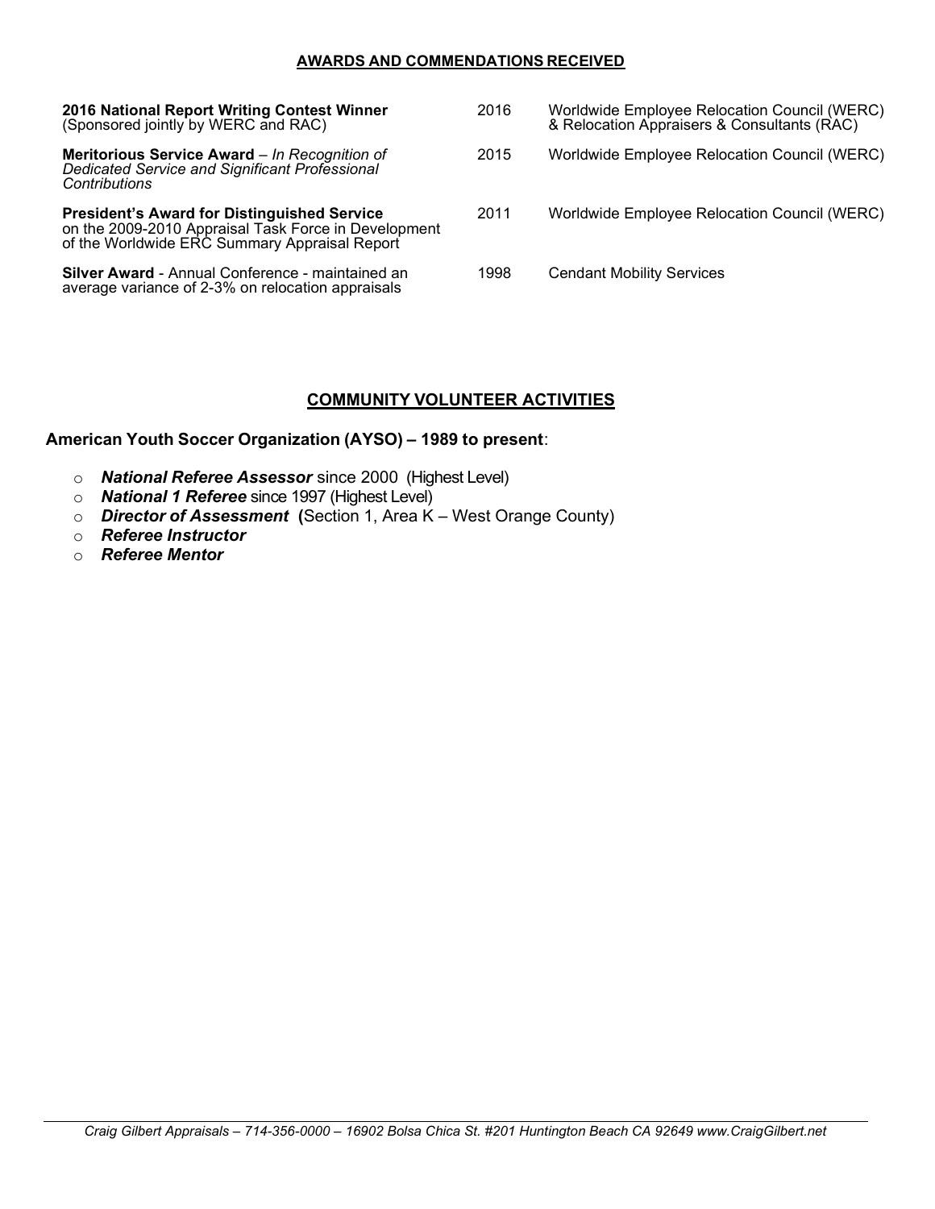## AWARDS AND COMMENDATIONS RECEIVED

| | | |
|---|---|---|
| **2016 National Report Writing Contest Winner** (Sponsored jointly by WERC and RAC) | 2016 | Worldwide Employee Relocation Council (WERC) & Relocation Appraisers & Consultants (RAC) |
| **Meritorious Service Award** – *In Recognition of Dedicated Service and Significant Professional Contributions* | 2015 | Worldwide Employee Relocation Council (WERC) |
| **President's Award for Distinguished Service** on the 2009-2010 Appraisal Task Force in Development of the Worldwide ERC Summary Appraisal Report | 2011 | Worldwide Employee Relocation Council (WERC) |
| **Silver Award** - Annual Conference - maintained an average variance of 2-3% on relocation appraisals | 1998 | Cendant Mobility Services |

## COMMUNITY VOLUNTEER ACTIVITIES

**American Youth Soccer Organization (AYSO) – 1989 to present**:

- ***National Referee Assessor*** since 2000 (Highest Level)
- ***National 1 Referee*** since 1997 (Highest Level)
- ***Director of Assessment*** **(**Section 1, Area K – West Orange County)
- ***Referee Instructor***
- ***Referee Mentor***

*Craig Gilbert Appraisals – 714-356-0000 – 16902 Bolsa Chica St. #201 Huntington Beach CA 92649 www.CraigGilbert.net*